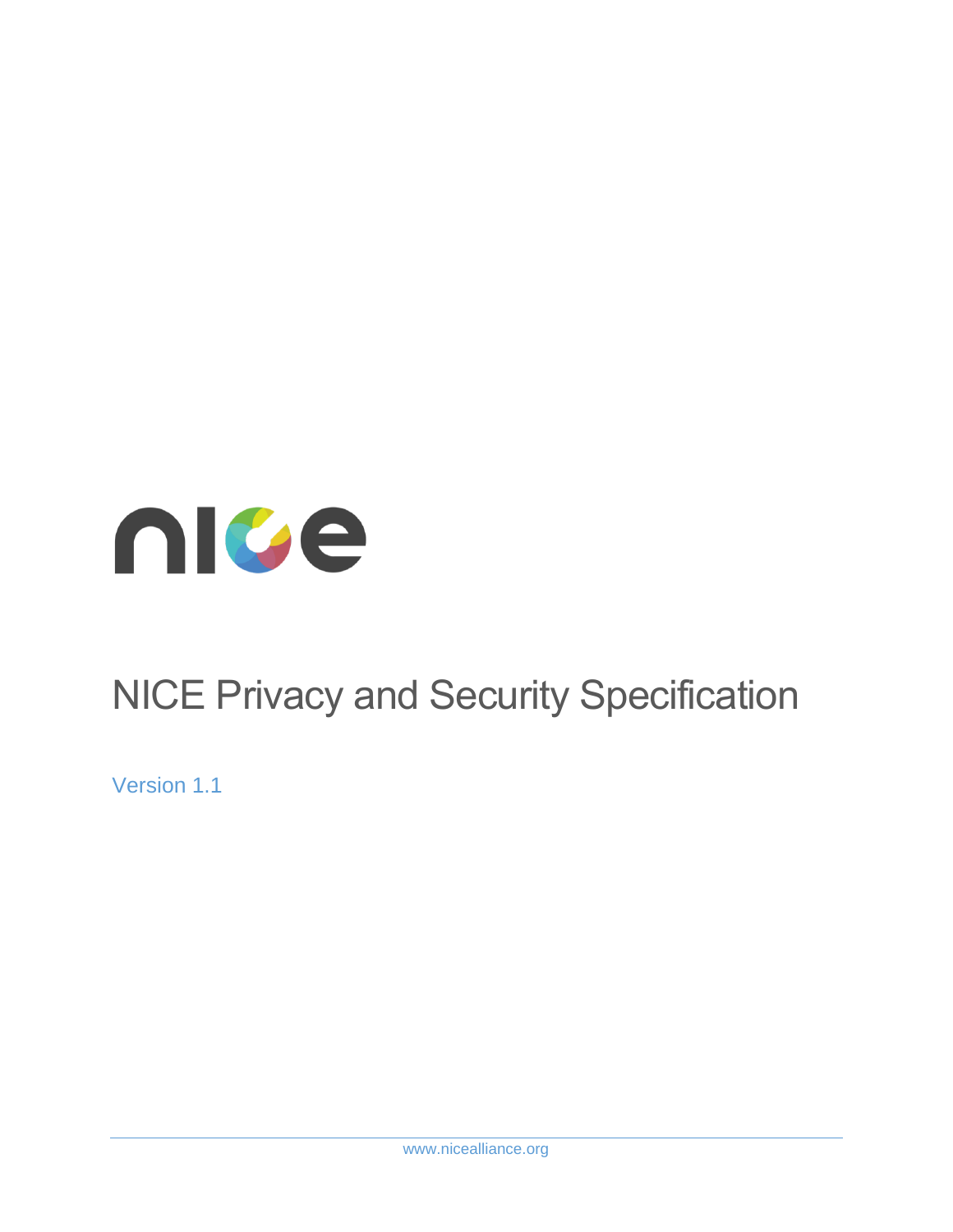# NICE Privacy and Security Specification

Version 1.1

www.nicealliance.org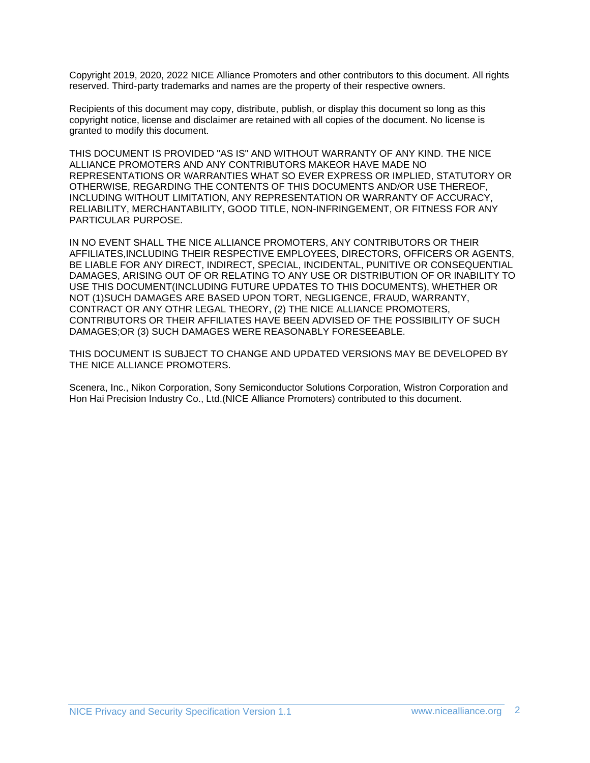Copyright 2019, 2020, 2022 NICE Alliance Promoters and other contributors to this document. All rights reserved. Third-party trademarks and names are the property of their respective owners.

Recipients of this document may copy, distribute, publish, or display this document so long as this copyright notice, license and disclaimer are retained with all copies of the document. No license is granted to modify this document.

THIS DOCUMENT IS PROVIDED "AS IS" AND WITHOUT WARRANTY OF ANY KIND. THE NICE ALLIANCE PROMOTERS AND ANY CONTRIBUTORS MAKEOR HAVE MADE NO REPRESENTATIONS OR WARRANTIES WHAT SO EVER EXPRESS OR IMPLIED, STATUTORY OR OTHERWISE, REGARDING THE CONTENTS OF THIS DOCUMENTS AND/OR USE THEREOF, INCLUDING WITHOUT LIMITATION, ANY REPRESENTATION OR WARRANTY OF ACCURACY, RELIABILITY, MERCHANTABILITY, GOOD TITLE, NON-INFRINGEMENT, OR FITNESS FOR ANY PARTICULAR PURPOSE.

IN NO EVENT SHALL THE NICE ALLIANCE PROMOTERS, ANY CONTRIBUTORS OR THEIR AFFILIATES,INCLUDING THEIR RESPECTIVE EMPLOYEES, DIRECTORS, OFFICERS OR AGENTS, BE LIABLE FOR ANY DIRECT, INDIRECT, SPECIAL, INCIDENTAL, PUNITIVE OR CONSEQUENTIAL DAMAGES, ARISING OUT OF OR RELATING TO ANY USE OR DISTRIBUTION OF OR INABILITY TO USE THIS DOCUMENT(INCLUDING FUTURE UPDATES TO THIS DOCUMENTS), WHETHER OR NOT (1)SUCH DAMAGES ARE BASED UPON TORT, NEGLIGENCE, FRAUD, WARRANTY, CONTRACT OR ANY OTHR LEGAL THEORY, (2) THE NICE ALLIANCE PROMOTERS, CONTRIBUTORS OR THEIR AFFILIATES HAVE BEEN ADVISED OF THE POSSIBILITY OF SUCH DAMAGES;OR (3) SUCH DAMAGES WERE REASONABLY FORESEEABLE.

THIS DOCUMENT IS SUBJECT TO CHANGE AND UPDATED VERSIONS MAY BE DEVELOPED BY THE NICE ALLIANCE PROMOTERS.

Scenera, Inc., Nikon Corporation, Sony Semiconductor Solutions Corporation, Wistron Corporation and Hon Hai Precision Industry Co., Ltd.(NICE Alliance Promoters) contributed to this document.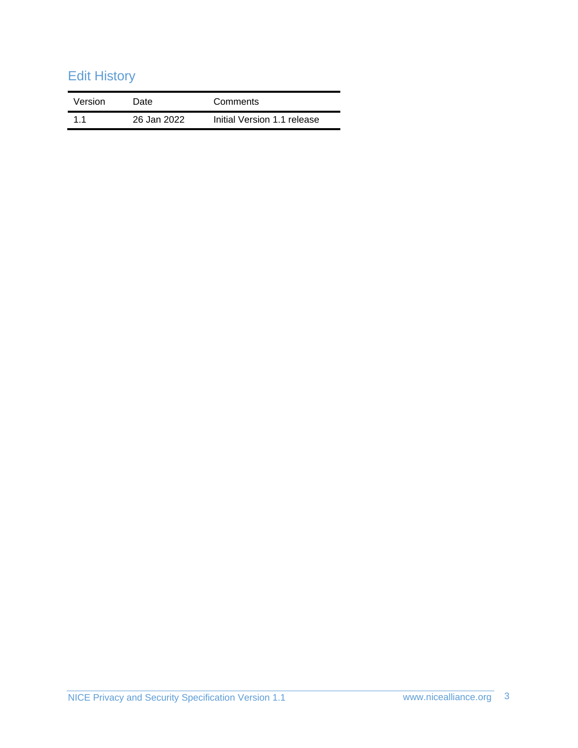## Edit History

| Version | Date | Comments |
| --- | --- | --- |
| 1.1 | 26 Jan 2022 | Initial Version 1.1 release |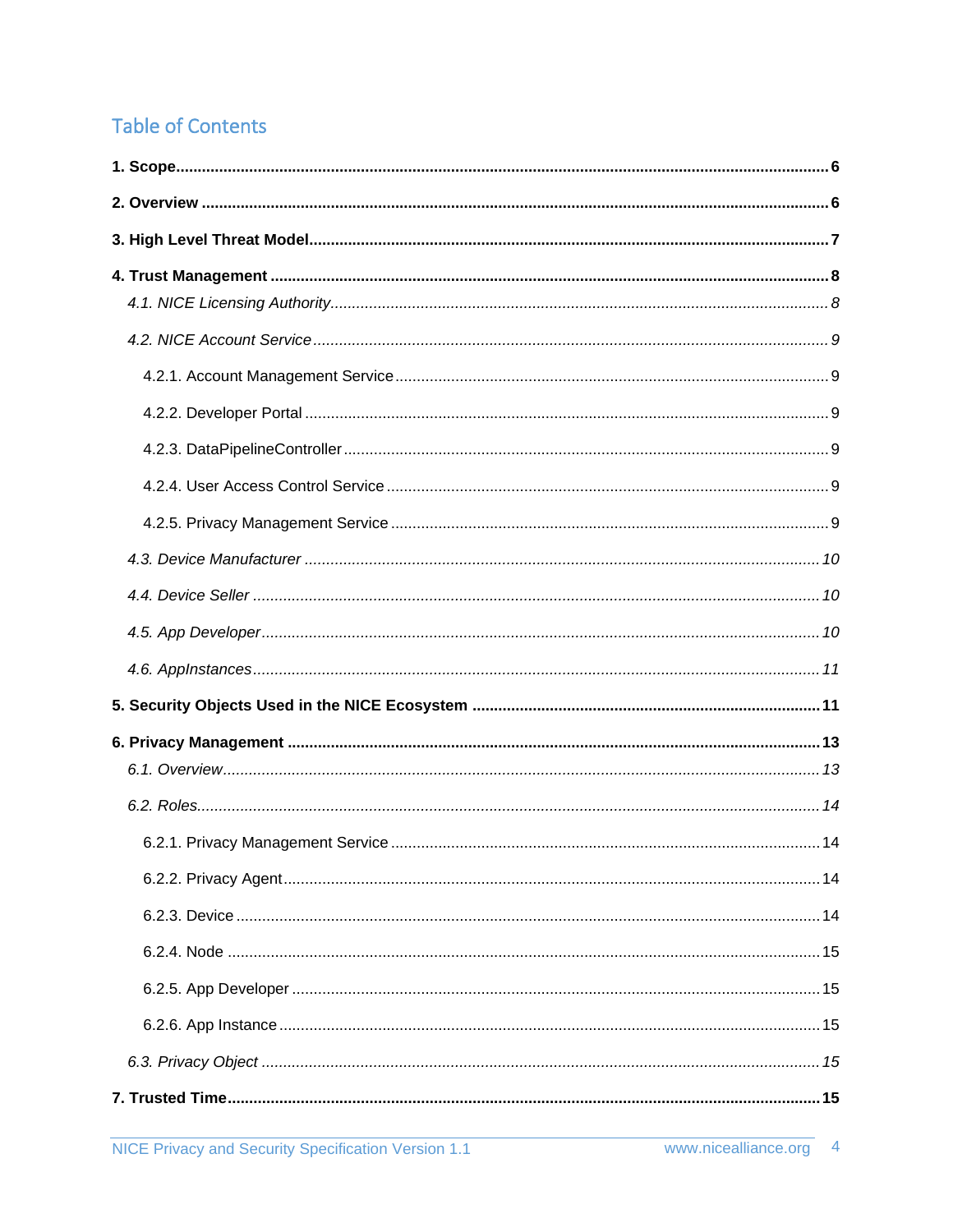## Table of Contents

**1. Scope** ..... **6**

**2. Overview** ..... **6**

**3. High Level Threat Model** ..... **7**

**4. Trust Management** ..... **8**

*4.1. NICE Licensing Authority* ..... *8*

*4.2. NICE Account Service* ..... *9*

4.2.1. Account Management Service ..... 9

4.2.2. Developer Portal ..... 9

4.2.3. DataPipelineController ..... 9

4.2.4. User Access Control Service ..... 9

4.2.5. Privacy Management Service ..... 9

*4.3. Device Manufacturer* ..... *10*

*4.4. Device Seller* ..... *10*

*4.5. App Developer* ..... *10*

*4.6. AppInstances* ..... *11*

**5. Security Objects Used in the NICE Ecosystem** ..... **11**

**6. Privacy Management** ..... **13**

*6.1. Overview* ..... *13*

*6.2. Roles* ..... *14*

6.2.1. Privacy Management Service ..... 14

6.2.2. Privacy Agent ..... 14

6.2.3. Device ..... 14

6.2.4. Node ..... 15

6.2.5. App Developer ..... 15

6.2.6. App Instance ..... 15

*6.3. Privacy Object* ..... *15*

**7. Trusted Time** ..... **15**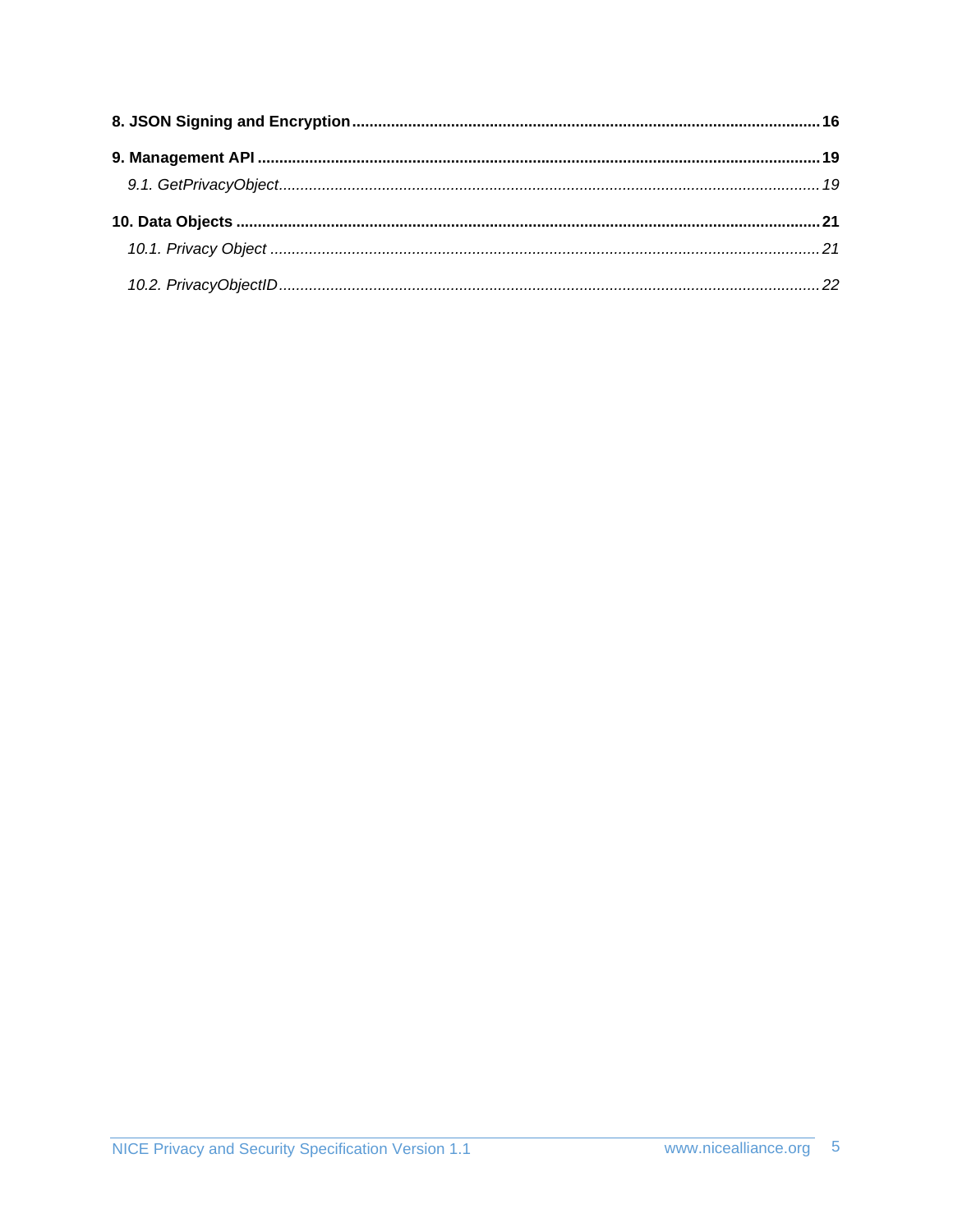**8. JSON Signing and Encryption** ........ **16**

**9. Management API** ........ **19**

*9.1. GetPrivacyObject* ........ *19*

**10. Data Objects** ........ **21**

*10.1. Privacy Object* ........ *21*

*10.2. PrivacyObjectID* ........ *22*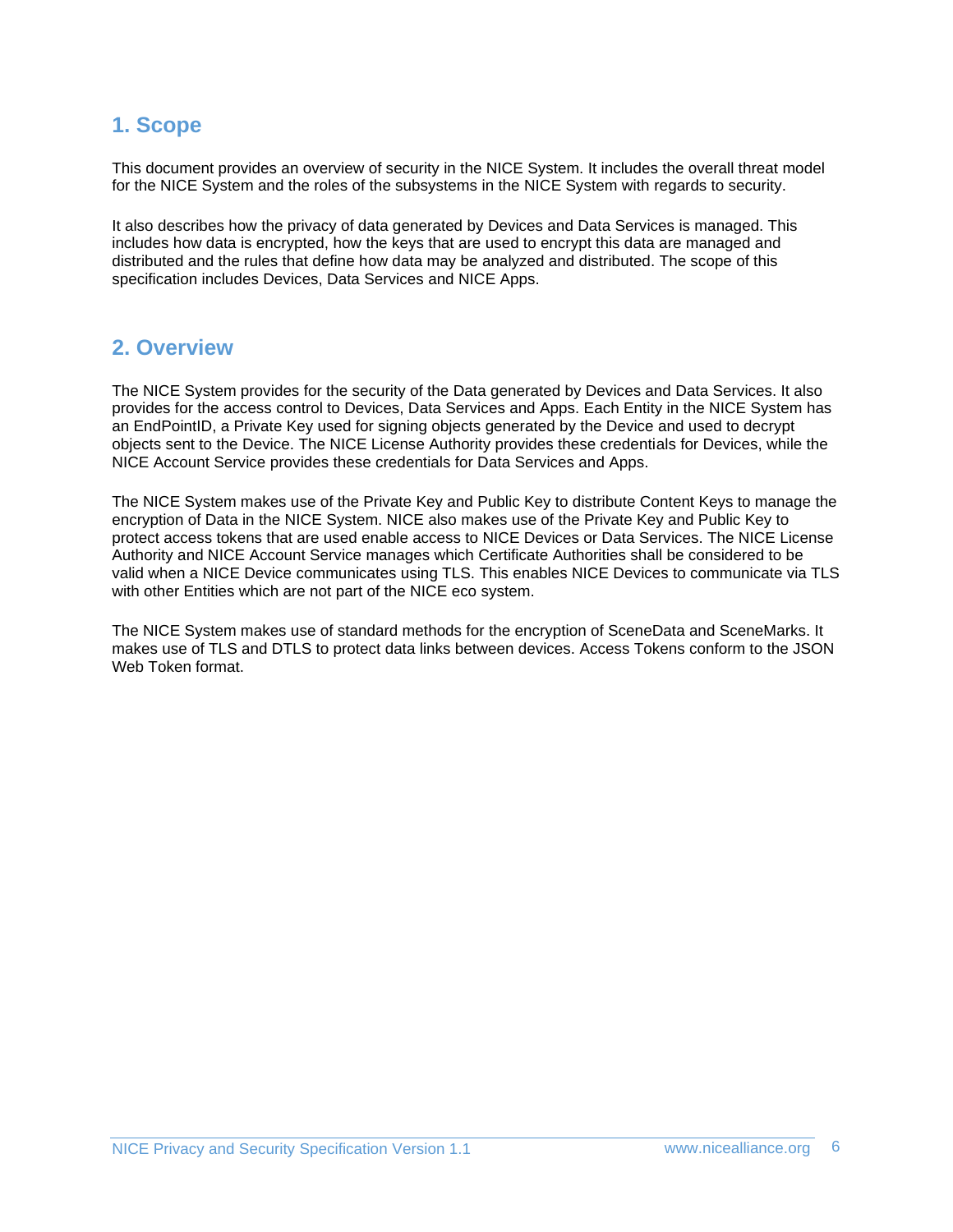# 1. Scope

This document provides an overview of security in the NICE System. It includes the overall threat model for the NICE System and the roles of the subsystems in the NICE System with regards to security.

It also describes how the privacy of data generated by Devices and Data Services is managed. This includes how data is encrypted, how the keys that are used to encrypt this data are managed and distributed and the rules that define how data may be analyzed and distributed. The scope of this specification includes Devices, Data Services and NICE Apps.

# 2. Overview

The NICE System provides for the security of the Data generated by Devices and Data Services. It also provides for the access control to Devices, Data Services and Apps. Each Entity in the NICE System has an EndPointID, a Private Key used for signing objects generated by the Device and used to decrypt objects sent to the Device. The NICE License Authority provides these credentials for Devices, while the NICE Account Service provides these credentials for Data Services and Apps.

The NICE System makes use of the Private Key and Public Key to distribute Content Keys to manage the encryption of Data in the NICE System. NICE also makes use of the Private Key and Public Key to protect access tokens that are used enable access to NICE Devices or Data Services. The NICE License Authority and NICE Account Service manages which Certificate Authorities shall be considered to be valid when a NICE Device communicates using TLS. This enables NICE Devices to communicate via TLS with other Entities which are not part of the NICE eco system.

The NICE System makes use of standard methods for the encryption of SceneData and SceneMarks. It makes use of TLS and DTLS to protect data links between devices. Access Tokens conform to the JSON Web Token format.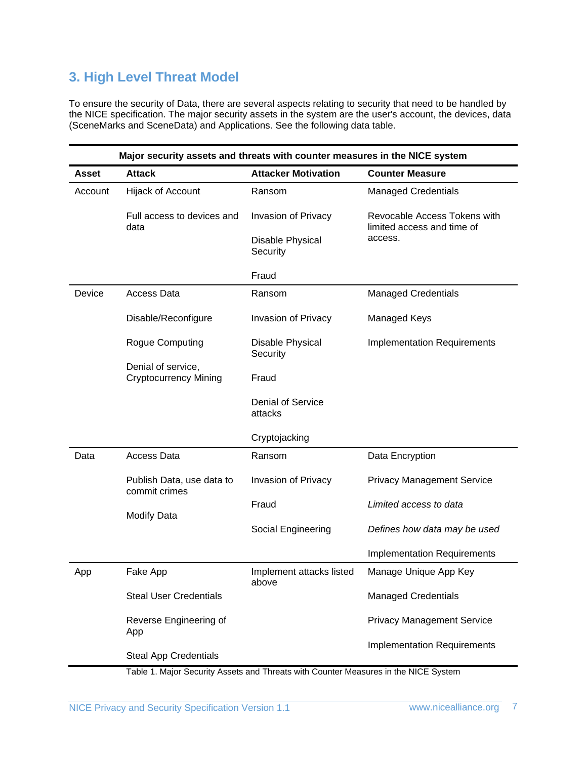## 3. High Level Threat Model

To ensure the security of Data, there are several aspects relating to security that need to be handled by the NICE specification. The major security assets in the system are the user's account, the devices, data (SceneMarks and SceneData) and Applications. See the following data table.

**Major security assets and threats with counter measures in the NICE system**

| Asset | Attack | Attacker Motivation | Counter Measure |
|---|---|---|---|
| Account | Hijack of Account<br><br>Full access to devices and data | Ransom<br><br>Invasion of Privacy<br><br>Disable Physical Security<br><br>Fraud | Managed Credentials<br><br>Revocable Access Tokens with limited access and time of access. |
| Device | Access Data<br><br>Disable/Reconfigure<br><br>Rogue Computing<br><br>Denial of service, Cryptocurrency Mining | Ransom<br><br>Invasion of Privacy<br><br>Disable Physical Security<br><br>Fraud<br><br>Denial of Service attacks<br><br>Cryptojacking | Managed Credentials<br><br>Managed Keys<br><br>Implementation Requirements |
| Data | Access Data<br><br>Publish Data, use data to commit crimes<br><br>Modify Data | Ransom<br><br>Invasion of Privacy<br><br>Fraud<br><br>Social Engineering | Data Encryption<br><br>Privacy Management Service<br><br>*Limited access to data*<br><br>*Defines how data may be used*<br><br>Implementation Requirements |
| App | Fake App<br><br>Steal User Credentials<br><br>Reverse Engineering of App<br><br>Steal App Credentials | Implement attacks listed above | Manage Unique App Key<br><br>Managed Credentials<br><br>Privacy Management Service<br><br>Implementation Requirements |

Table 1. Major Security Assets and Threats with Counter Measures in the NICE System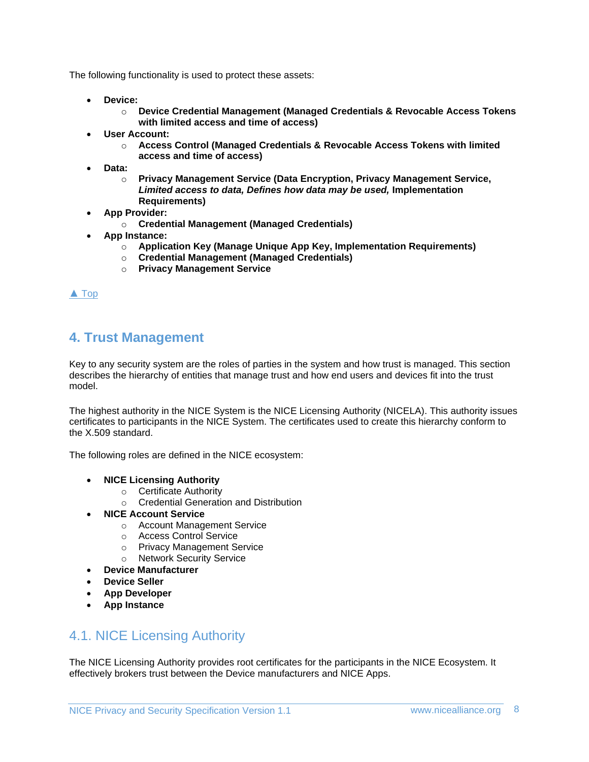The following functionality is used to protect these assets:

- **Device:**
  - **Device Credential Management (Managed Credentials & Revocable Access Tokens with limited access and time of access)**
- **User Account:**
  - **Access Control (Managed Credentials & Revocable Access Tokens with limited access and time of access)**
- **Data:**
  - **Privacy Management Service (Data Encryption, Privacy Management Service, *Limited access to data, Defines how data may be used,* Implementation Requirements)**
- **App Provider:**
  - **Credential Management (Managed Credentials)**
- **App Instance:**
  - **Application Key (Manage Unique App Key, Implementation Requirements)**
  - **Credential Management (Managed Credentials)**
  - **Privacy Management Service**

▲ Top

## 4. Trust Management

Key to any security system are the roles of parties in the system and how trust is managed. This section describes the hierarchy of entities that manage trust and how end users and devices fit into the trust model.

The highest authority in the NICE System is the NICE Licensing Authority (NICELA). This authority issues certificates to participants in the NICE System. The certificates used to create this hierarchy conform to the X.509 standard.

The following roles are defined in the NICE ecosystem:

- **NICE Licensing Authority**
  - Certificate Authority
  - Credential Generation and Distribution
- **NICE Account Service**
  - Account Management Service
  - Access Control Service
  - Privacy Management Service
  - Network Security Service
- **Device Manufacturer**
- **Device Seller**
- **App Developer**
- **App Instance**

### 4.1. NICE Licensing Authority

The NICE Licensing Authority provides root certificates for the participants in the NICE Ecosystem. It effectively brokers trust between the Device manufacturers and NICE Apps.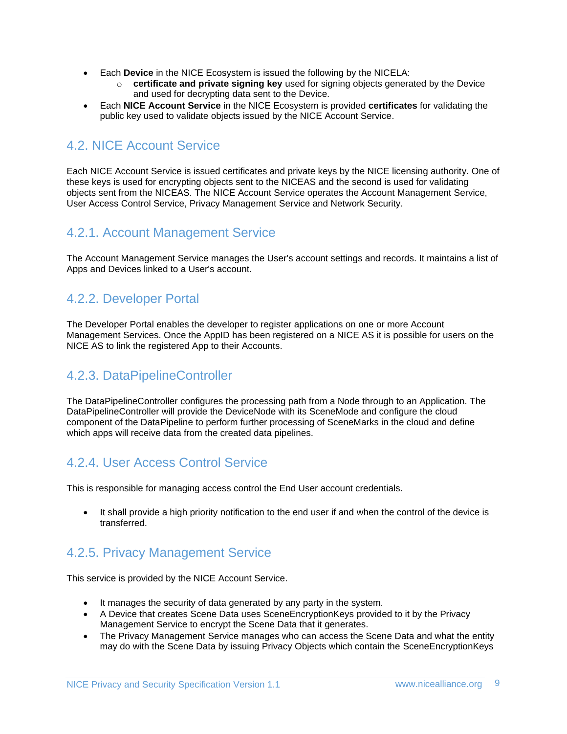- Each **Device** in the NICE Ecosystem is issued the following by the NICELA:
  - **certificate and private signing key** used for signing objects generated by the Device and used for decrypting data sent to the Device.
- Each **NICE Account Service** in the NICE Ecosystem is provided **certificates** for validating the public key used to validate objects issued by the NICE Account Service.

## 4.2. NICE Account Service

Each NICE Account Service is issued certificates and private keys by the NICE licensing authority. One of these keys is used for encrypting objects sent to the NICEAS and the second is used for validating objects sent from the NICEAS. The NICE Account Service operates the Account Management Service, User Access Control Service, Privacy Management Service and Network Security.

### 4.2.1. Account Management Service

The Account Management Service manages the User's account settings and records. It maintains a list of Apps and Devices linked to a User's account.

### 4.2.2. Developer Portal

The Developer Portal enables the developer to register applications on one or more Account Management Services. Once the AppID has been registered on a NICE AS it is possible for users on the NICE AS to link the registered App to their Accounts.

### 4.2.3. DataPipelineController

The DataPipelineController configures the processing path from a Node through to an Application. The DataPipelineController will provide the DeviceNode with its SceneMode and configure the cloud component of the DataPipeline to perform further processing of SceneMarks in the cloud and define which apps will receive data from the created data pipelines.

### 4.2.4. User Access Control Service

This is responsible for managing access control the End User account credentials.

- It shall provide a high priority notification to the end user if and when the control of the device is transferred.

### 4.2.5. Privacy Management Service

This service is provided by the NICE Account Service.

- It manages the security of data generated by any party in the system.
- A Device that creates Scene Data uses SceneEncryptionKeys provided to it by the Privacy Management Service to encrypt the Scene Data that it generates.
- The Privacy Management Service manages who can access the Scene Data and what the entity may do with the Scene Data by issuing Privacy Objects which contain the SceneEncryptionKeys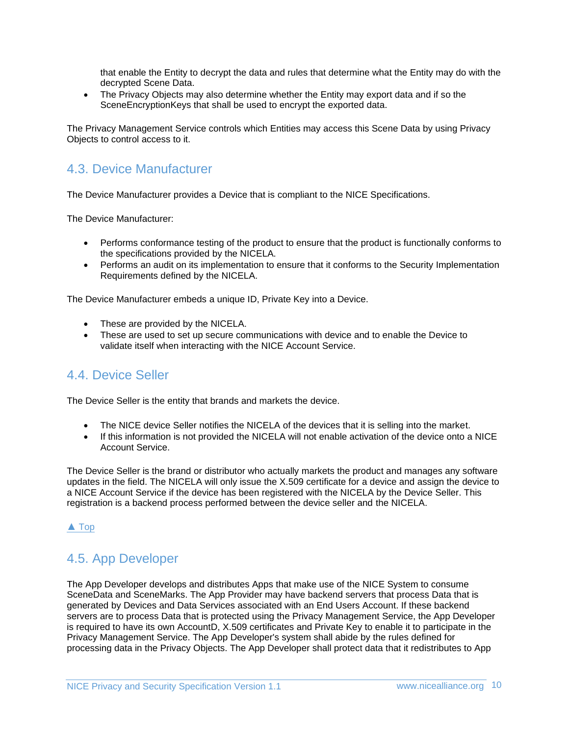that enable the Entity to decrypt the data and rules that determine what the Entity may do with the decrypted Scene Data.

- The Privacy Objects may also determine whether the Entity may export data and if so the SceneEncryptionKeys that shall be used to encrypt the exported data.

The Privacy Management Service controls which Entities may access this Scene Data by using Privacy Objects to control access to it.

## 4.3. Device Manufacturer

The Device Manufacturer provides a Device that is compliant to the NICE Specifications.

The Device Manufacturer:

- Performs conformance testing of the product to ensure that the product is functionally conforms to the specifications provided by the NICELA.
- Performs an audit on its implementation to ensure that it conforms to the Security Implementation Requirements defined by the NICELA.

The Device Manufacturer embeds a unique ID, Private Key into a Device.

- These are provided by the NICELA.
- These are used to set up secure communications with device and to enable the Device to validate itself when interacting with the NICE Account Service.

## 4.4. Device Seller

The Device Seller is the entity that brands and markets the device.

- The NICE device Seller notifies the NICELA of the devices that it is selling into the market.
- If this information is not provided the NICELA will not enable activation of the device onto a NICE Account Service.

The Device Seller is the brand or distributor who actually markets the product and manages any software updates in the field. The NICELA will only issue the X.509 certificate for a device and assign the device to a NICE Account Service if the device has been registered with the NICELA by the Device Seller. This registration is a backend process performed between the device seller and the NICELA.

▲ Top

## 4.5. App Developer

The App Developer develops and distributes Apps that make use of the NICE System to consume SceneData and SceneMarks. The App Provider may have backend servers that process Data that is generated by Devices and Data Services associated with an End Users Account. If these backend servers are to process Data that is protected using the Privacy Management Service, the App Developer is required to have its own AccountD, X.509 certificates and Private Key to enable it to participate in the Privacy Management Service. The App Developer's system shall abide by the rules defined for processing data in the Privacy Objects. The App Developer shall protect data that it redistributes to App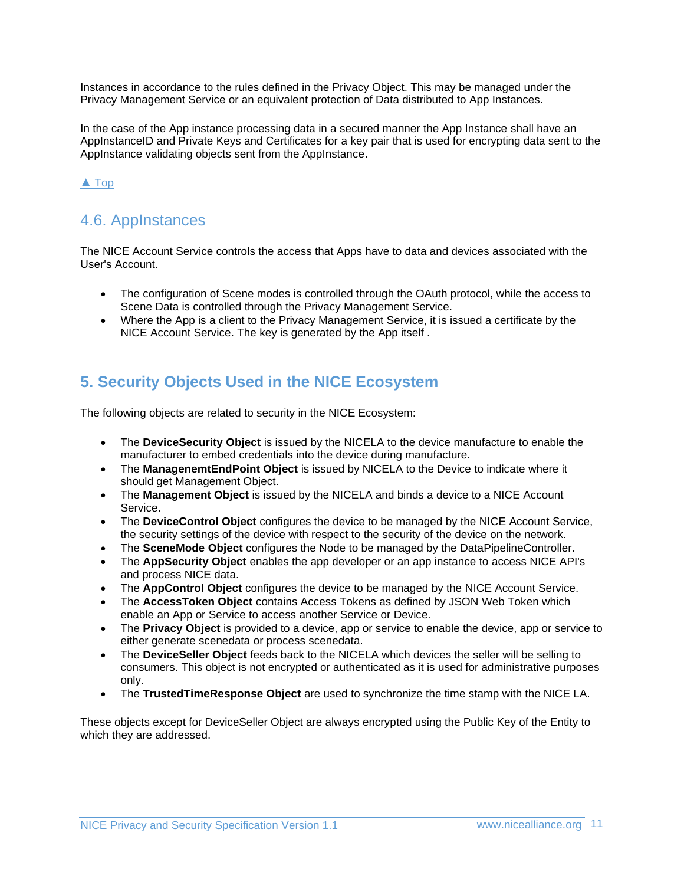Instances in accordance to the rules defined in the Privacy Object. This may be managed under the Privacy Management Service or an equivalent protection of Data distributed to App Instances.

In the case of the App instance processing data in a secured manner the App Instance shall have an AppInstanceID and Private Keys and Certificates for a key pair that is used for encrypting data sent to the AppInstance validating objects sent from the AppInstance.

▲ Top

### 4.6. AppInstances

The NICE Account Service controls the access that Apps have to data and devices associated with the User's Account.

- The configuration of Scene modes is controlled through the OAuth protocol, while the access to Scene Data is controlled through the Privacy Management Service.
- Where the App is a client to the Privacy Management Service, it is issued a certificate by the NICE Account Service. The key is generated by the App itself .

## 5. Security Objects Used in the NICE Ecosystem

The following objects are related to security in the NICE Ecosystem:

- The **DeviceSecurity Object** is issued by the NICELA to the device manufacture to enable the manufacturer to embed credentials into the device during manufacture.
- The **ManagenemtEndPoint Object** is issued by NICELA to the Device to indicate where it should get Management Object.
- The **Management Object** is issued by the NICELA and binds a device to a NICE Account Service.
- The **DeviceControl Object** configures the device to be managed by the NICE Account Service, the security settings of the device with respect to the security of the device on the network.
- The **SceneMode Object** configures the Node to be managed by the DataPipelineController.
- The **AppSecurity Object** enables the app developer or an app instance to access NICE API's and process NICE data.
- The **AppControl Object** configures the device to be managed by the NICE Account Service.
- The **AccessToken Object** contains Access Tokens as defined by JSON Web Token which enable an App or Service to access another Service or Device.
- The **Privacy Object** is provided to a device, app or service to enable the device, app or service to either generate scenedata or process scenedata.
- The **DeviceSeller Object** feeds back to the NICELA which devices the seller will be selling to consumers. This object is not encrypted or authenticated as it is used for administrative purposes only.
- The **TrustedTimeResponse Object** are used to synchronize the time stamp with the NICE LA.

These objects except for DeviceSeller Object are always encrypted using the Public Key of the Entity to which they are addressed.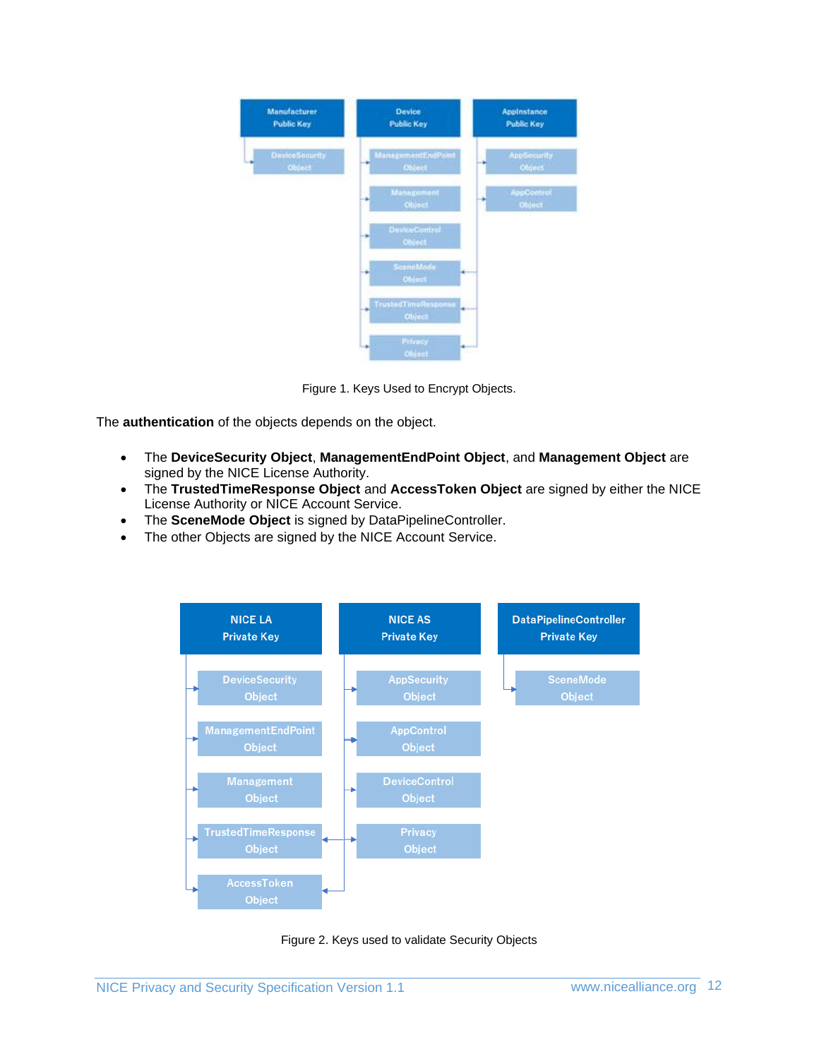Figure 1. Keys Used to Encrypt Objects.

The **authentication** of the objects depends on the object.

- The **DeviceSecurity Object**, **ManagementEndPoint Object**, and **Management Object** are signed by the NICE License Authority.
- The **TrustedTimeResponse Object** and **AccessToken Object** are signed by either the NICE License Authority or NICE Account Service.
- The **SceneMode Object** is signed by DataPipelineController.
- The other Objects are signed by the NICE Account Service.

Figure 2. Keys used to validate Security Objects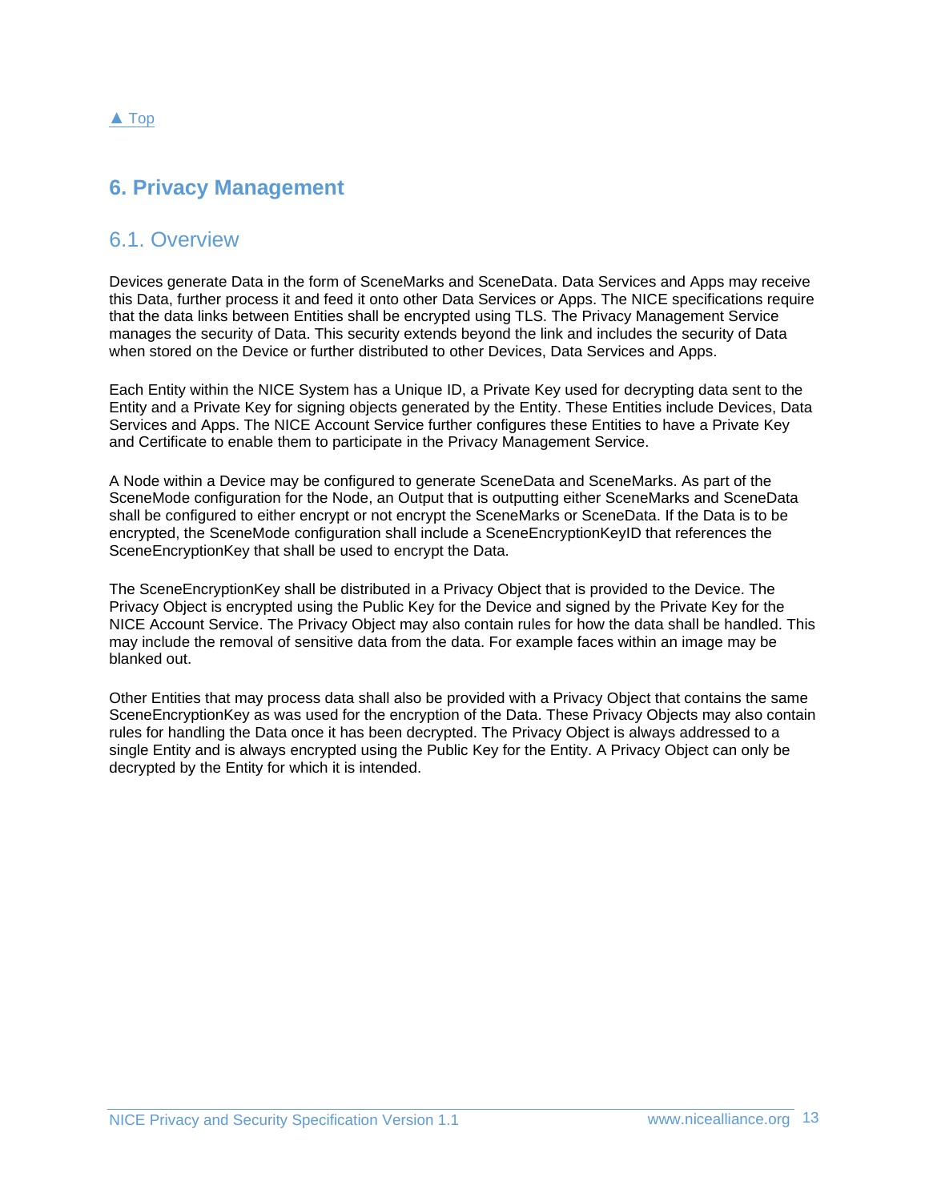▲ Top

# 6. Privacy Management

## 6.1. Overview

Devices generate Data in the form of SceneMarks and SceneData. Data Services and Apps may receive this Data, further process it and feed it onto other Data Services or Apps. The NICE specifications require that the data links between Entities shall be encrypted using TLS. The Privacy Management Service manages the security of Data. This security extends beyond the link and includes the security of Data when stored on the Device or further distributed to other Devices, Data Services and Apps.

Each Entity within the NICE System has a Unique ID, a Private Key used for decrypting data sent to the Entity and a Private Key for signing objects generated by the Entity. These Entities include Devices, Data Services and Apps. The NICE Account Service further configures these Entities to have a Private Key and Certificate to enable them to participate in the Privacy Management Service.

A Node within a Device may be configured to generate SceneData and SceneMarks. As part of the SceneMode configuration for the Node, an Output that is outputting either SceneMarks and SceneData shall be configured to either encrypt or not encrypt the SceneMarks or SceneData. If the Data is to be encrypted, the SceneMode configuration shall include a SceneEncryptionKeyID that references the SceneEncryptionKey that shall be used to encrypt the Data.

The SceneEncryptionKey shall be distributed in a Privacy Object that is provided to the Device. The Privacy Object is encrypted using the Public Key for the Device and signed by the Private Key for the NICE Account Service. The Privacy Object may also contain rules for how the data shall be handled. This may include the removal of sensitive data from the data. For example faces within an image may be blanked out.

Other Entities that may process data shall also be provided with a Privacy Object that contains the same SceneEncryptionKey as was used for the encryption of the Data. These Privacy Objects may also contain rules for handling the Data once it has been decrypted. The Privacy Object is always addressed to a single Entity and is always encrypted using the Public Key for the Entity. A Privacy Object can only be decrypted by the Entity for which it is intended.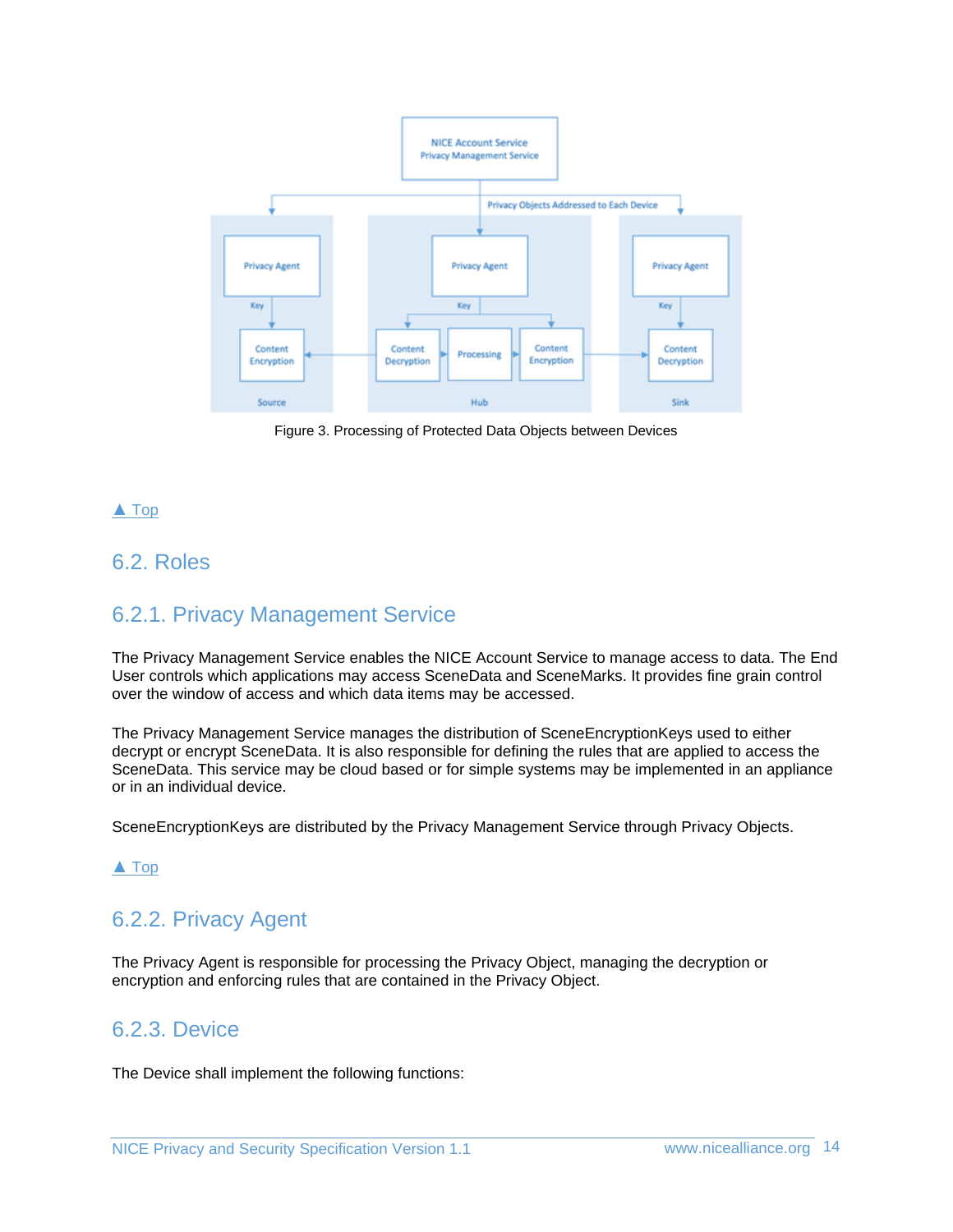Figure 3. Processing of Protected Data Objects between Devices

▲ Top

## 6.2. Roles

### 6.2.1. Privacy Management Service

The Privacy Management Service enables the NICE Account Service to manage access to data. The End User controls which applications may access SceneData and SceneMarks. It provides fine grain control over the window of access and which data items may be accessed.

The Privacy Management Service manages the distribution of SceneEncryptionKeys used to either decrypt or encrypt SceneData. It is also responsible for defining the rules that are applied to access the SceneData. This service may be cloud based or for simple systems may be implemented in an appliance or in an individual device.

SceneEncryptionKeys are distributed by the Privacy Management Service through Privacy Objects.

▲ Top

### 6.2.2. Privacy Agent

The Privacy Agent is responsible for processing the Privacy Object, managing the decryption or encryption and enforcing rules that are contained in the Privacy Object.

### 6.2.3. Device

The Device shall implement the following functions: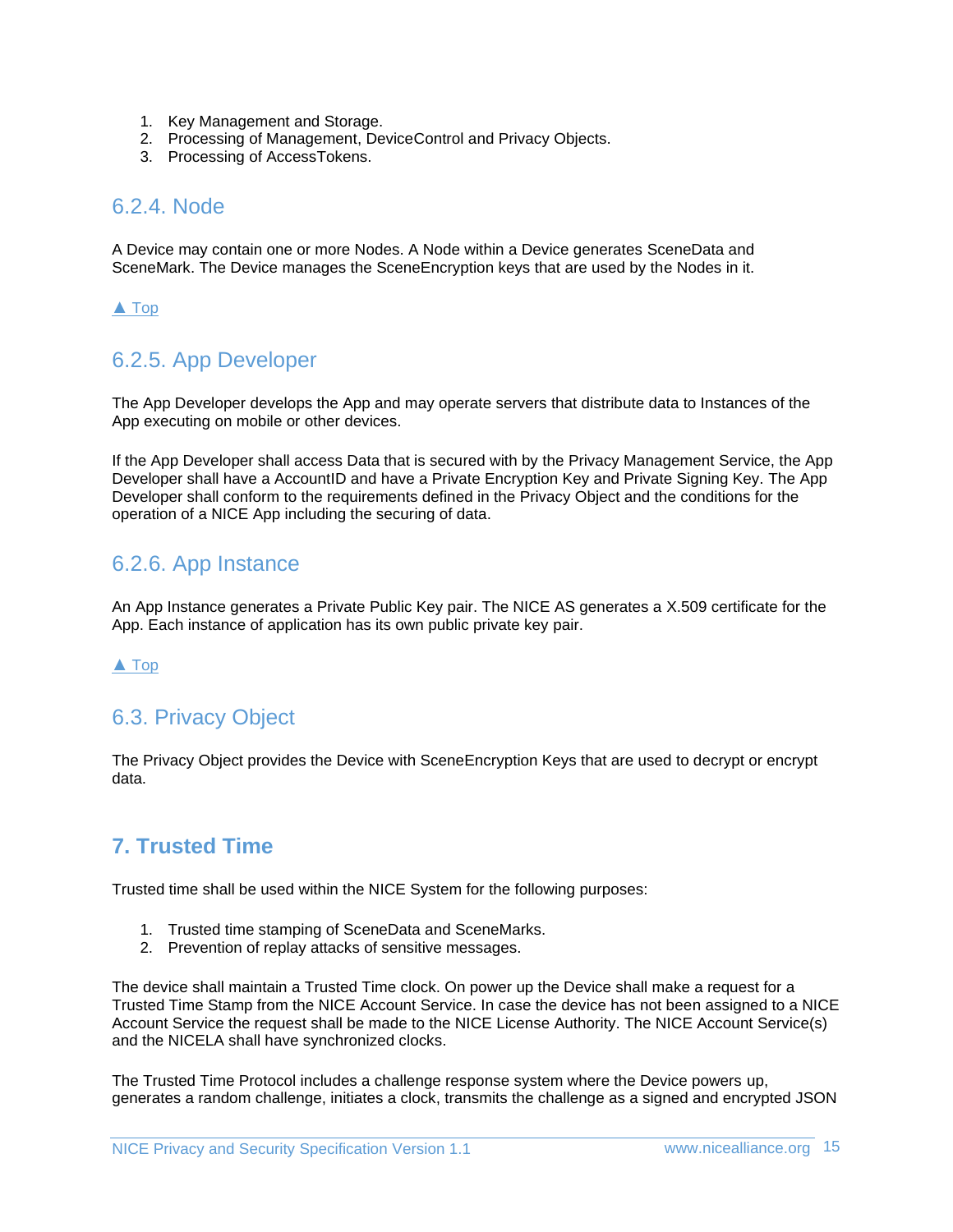1. Key Management and Storage.
2. Processing of Management, DeviceControl and Privacy Objects.
3. Processing of AccessTokens.

### 6.2.4. Node

A Device may contain one or more Nodes. A Node within a Device generates SceneData and SceneMark. The Device manages the SceneEncryption keys that are used by the Nodes in it.

▲ Top

### 6.2.5. App Developer

The App Developer develops the App and may operate servers that distribute data to Instances of the App executing on mobile or other devices.

If the App Developer shall access Data that is secured with by the Privacy Management Service, the App Developer shall have a AccountID and have a Private Encryption Key and Private Signing Key. The App Developer shall conform to the requirements defined in the Privacy Object and the conditions for the operation of a NICE App including the securing of data.

### 6.2.6. App Instance

An App Instance generates a Private Public Key pair. The NICE AS generates a X.509 certificate for the App. Each instance of application has its own public private key pair.

▲ Top

## 6.3. Privacy Object

The Privacy Object provides the Device with SceneEncryption Keys that are used to decrypt or encrypt data.

# 7. Trusted Time

Trusted time shall be used within the NICE System for the following purposes:

1. Trusted time stamping of SceneData and SceneMarks.
2. Prevention of replay attacks of sensitive messages.

The device shall maintain a Trusted Time clock. On power up the Device shall make a request for a Trusted Time Stamp from the NICE Account Service. In case the device has not been assigned to a NICE Account Service the request shall be made to the NICE License Authority. The NICE Account Service(s) and the NICELA shall have synchronized clocks.

The Trusted Time Protocol includes a challenge response system where the Device powers up, generates a random challenge, initiates a clock, transmits the challenge as a signed and encrypted JSON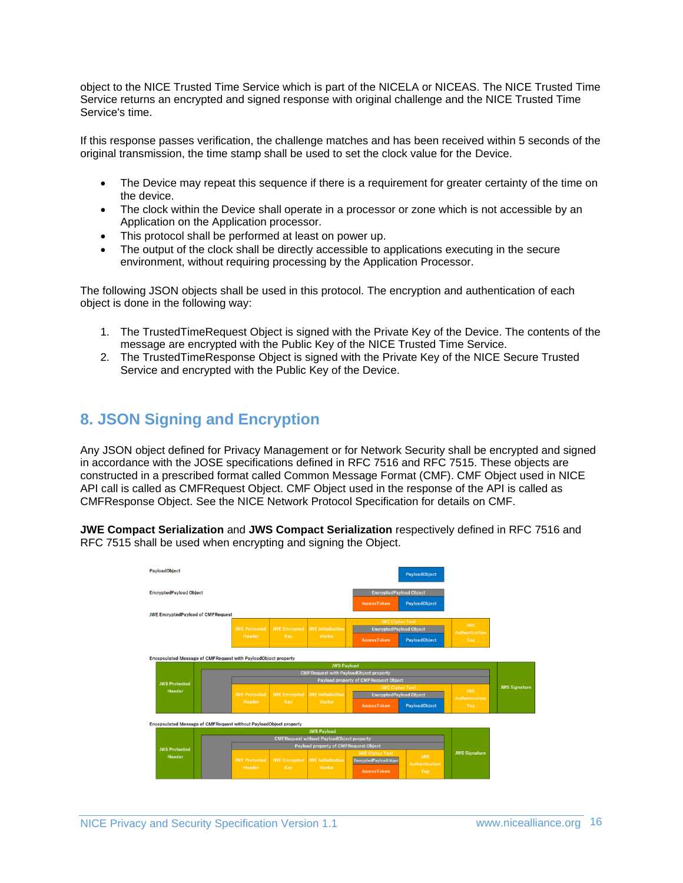object to the NICE Trusted Time Service which is part of the NICELA or NICEAS. The NICE Trusted Time Service returns an encrypted and signed response with original challenge and the NICE Trusted Time Service's time.

If this response passes verification, the challenge matches and has been received within 5 seconds of the original transmission, the time stamp shall be used to set the clock value for the Device.

- The Device may repeat this sequence if there is a requirement for greater certainty of the time on the device.
- The clock within the Device shall operate in a processor or zone which is not accessible by an Application on the Application processor.
- This protocol shall be performed at least on power up.
- The output of the clock shall be directly accessible to applications executing in the secure environment, without requiring processing by the Application Processor.

The following JSON objects shall be used in this protocol. The encryption and authentication of each object is done in the following way:

1. The TrustedTimeRequest Object is signed with the Private Key of the Device. The contents of the message are encrypted with the Public Key of the NICE Trusted Time Service.
2. The TrustedTimeResponse Object is signed with the Private Key of the NICE Secure Trusted Service and encrypted with the Public Key of the Device.

# 8. JSON Signing and Encryption

Any JSON object defined for Privacy Management or for Network Security shall be encrypted and signed in accordance with the JOSE specifications defined in RFC 7516 and RFC 7515. These objects are constructed in a prescribed format called Common Message Format (CMF). CMF Object used in NICE API call is called as CMFRequest Object. CMF Object used in the response of the API is called as CMFResponse Object. See the NICE Network Protocol Specification for details on CMF.

**JWE Compact Serialization** and **JWS Compact Serialization** respectively defined in RFC 7516 and RFC 7515 shall be used when encrypting and signing the Object.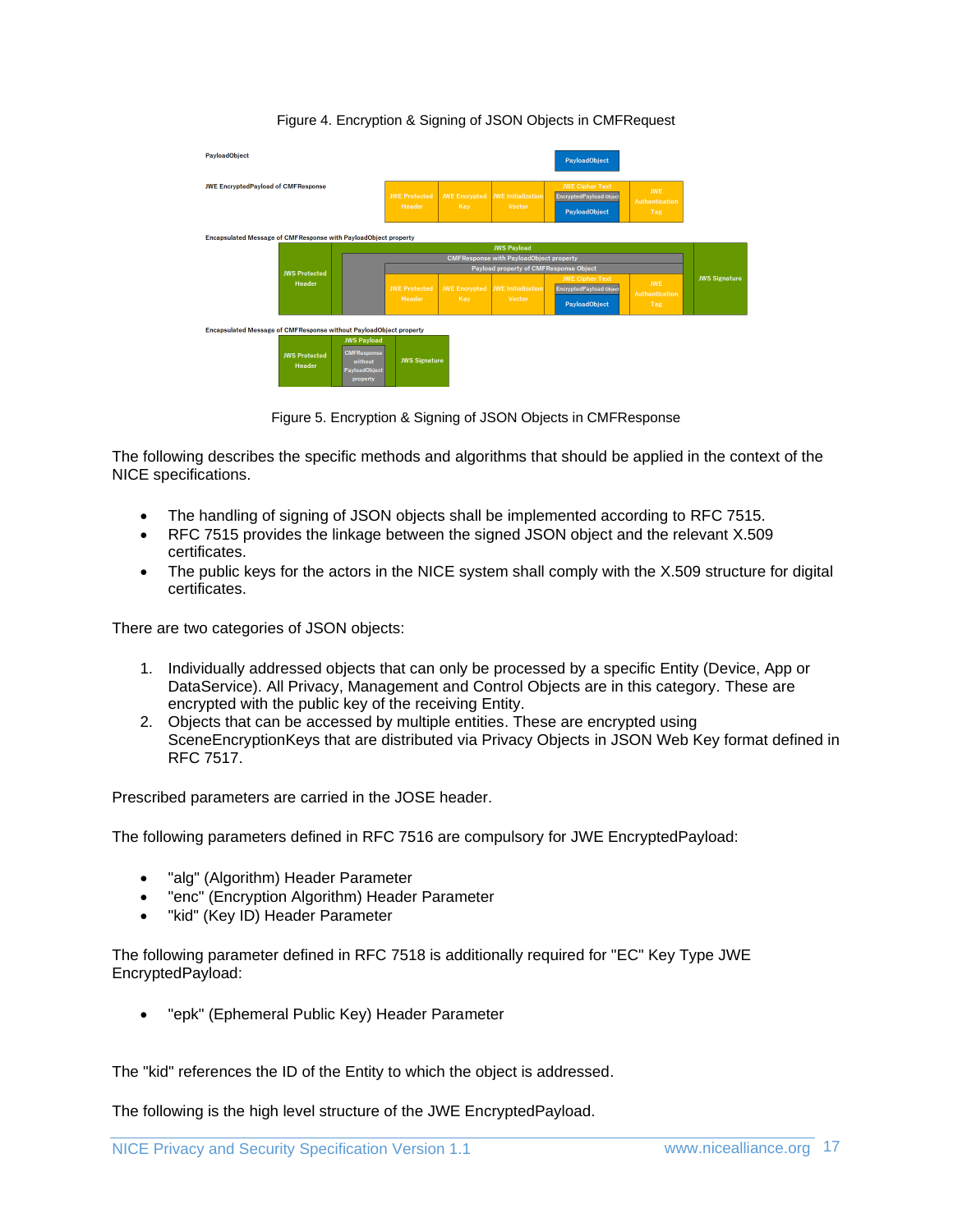Figure 4. Encryption & Signing of JSON Objects in CMFRequest

Figure 5. Encryption & Signing of JSON Objects in CMFResponse

The following describes the specific methods and algorithms that should be applied in the context of the NICE specifications.

- The handling of signing of JSON objects shall be implemented according to RFC 7515.
- RFC 7515 provides the linkage between the signed JSON object and the relevant X.509 certificates.
- The public keys for the actors in the NICE system shall comply with the X.509 structure for digital certificates.

There are two categories of JSON objects:

1. Individually addressed objects that can only be processed by a specific Entity (Device, App or DataService). All Privacy, Management and Control Objects are in this category. These are encrypted with the public key of the receiving Entity.
2. Objects that can be accessed by multiple entities. These are encrypted using SceneEncryptionKeys that are distributed via Privacy Objects in JSON Web Key format defined in RFC 7517.

Prescribed parameters are carried in the JOSE header.

The following parameters defined in RFC 7516 are compulsory for JWE EncryptedPayload:

- "alg" (Algorithm) Header Parameter
- "enc" (Encryption Algorithm) Header Parameter
- "kid" (Key ID) Header Parameter

The following parameter defined in RFC 7518 is additionally required for "EC" Key Type JWE EncryptedPayload:

- "epk" (Ephemeral Public Key) Header Parameter

The "kid" references the ID of the Entity to which the object is addressed.

The following is the high level structure of the JWE EncryptedPayload.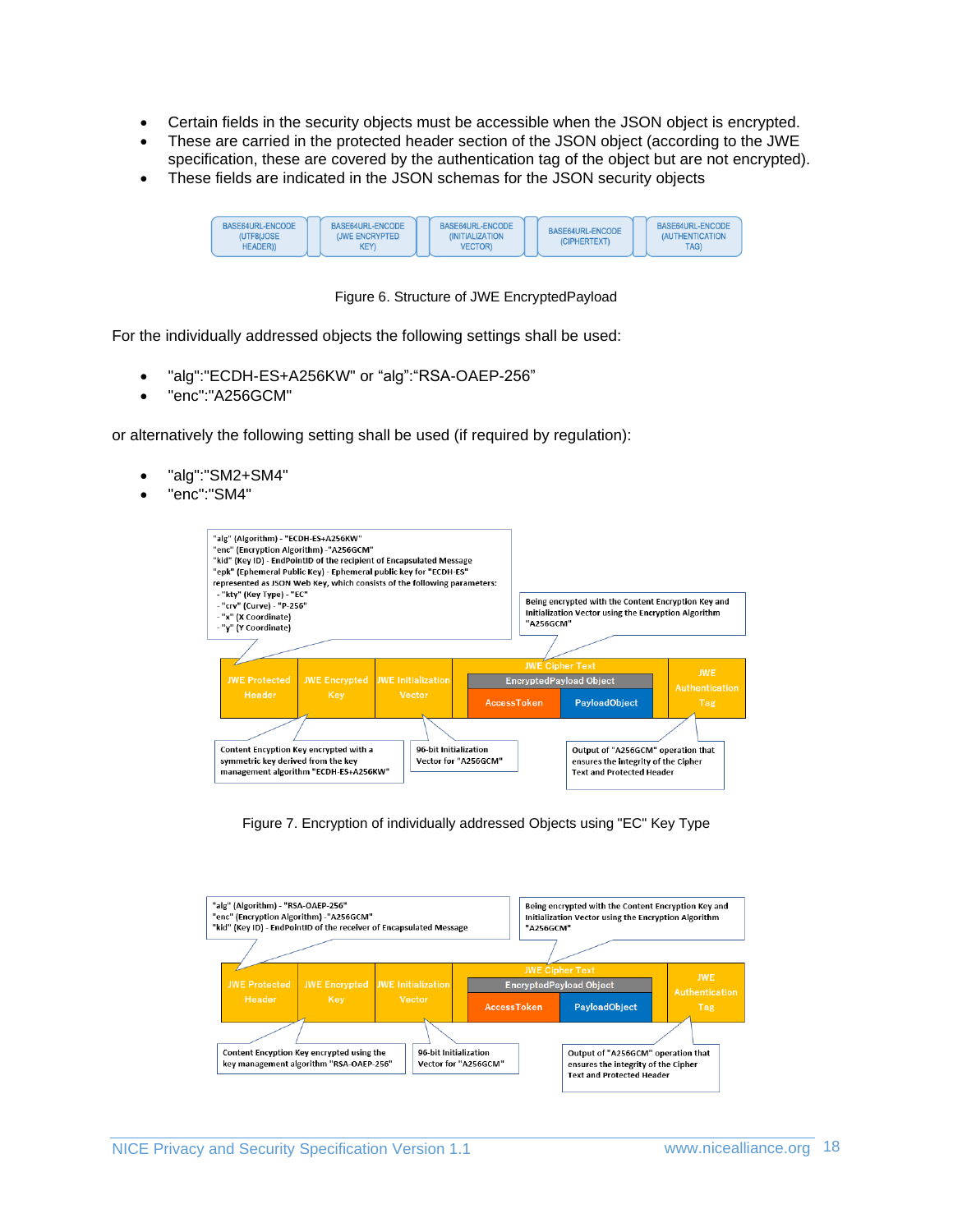- Certain fields in the security objects must be accessible when the JSON object is encrypted.
- These are carried in the protected header section of the JSON object (according to the JWE specification, these are covered by the authentication tag of the object but are not encrypted).
- These fields are indicated in the JSON schemas for the JSON security objects

BASE64URL-ENCODE (UTF8(JOSE HEADER)) | BASE64URL-ENCODE (JWE ENCRYPTED KEY) | BASE64URL-ENCODE (INITIALIZATION VECTOR) | BASE64URL-ENCODE (CIPHERTEXT) | BASE64URL-ENCODE (AUTHENTICATION TAG)

Figure 6. Structure of JWE EncryptedPayload

For the individually addressed objects the following settings shall be used:

- "alg":"ECDH-ES+A256KW" or "alg":"RSA-OAEP-256"
- "enc":"A256GCM"

or alternatively the following setting shall be used (if required by regulation):

- "alg":"SM2+SM4"
- "enc":"SM4"

"alg" (Algorithm) - "ECDH-ES+A256KW"
"enc" (Encryption Algorithm) -"A256GCM"
"kid" (Key ID) - EndPointID of the recipient of Encapsulated Message
"epk" (Ephemeral Public Key) - Ephemeral public key for "ECDH-ES" represented as JSON Web Key, which consists of the following parameters:
- "kty" (Key Type) - "EC"
- "crv" (Curve) - "P-256"
- "x" (X Coordinate)
- "y" (Y Coordinate)

Being encrypted with the Content Encryption Key and Initialization Vector using the Encryption Algorithm "A256GCM"

JWE Protected Header | JWE Encrypted Key | JWE Initialization Vector | JWE Cipher Text (EncryptedPayload Object: AccessToken, PayloadObject) | JWE Authentication Tag

Content Encryption Key encrypted with a symmetric key derived from the key management algorithm "ECDH-ES+A256KW"

96-bit Initialization Vector for "A256GCM"

Output of "A256GCM" operation that ensures the integrity of the Cipher Text and Protected Header

Figure 7. Encryption of individually addressed Objects using "EC" Key Type

"alg" (Algorithm) - "RSA-OAEP-256"
"enc" (Encryption Algorithm) -"A256GCM"
"kid" (Key ID) - EndPointID of the receiver of Encapsulated Message

Being encrypted with the Content Encryption Key and Initialization Vector using the Encryption Algorithm "A256GCM"

JWE Protected Header | JWE Encrypted Key | JWE Initialization Vector | JWE Cipher Text (EncryptedPayload Object: AccessToken, PayloadObject) | JWE Authentication Tag

Content Encryption Key encrypted using the key management algorithm "RSA-OAEP-256"

96-bit Initialization Vector for "A256GCM"

Output of "A256GCM" operation that ensures the integrity of the Cipher Text and Protected Header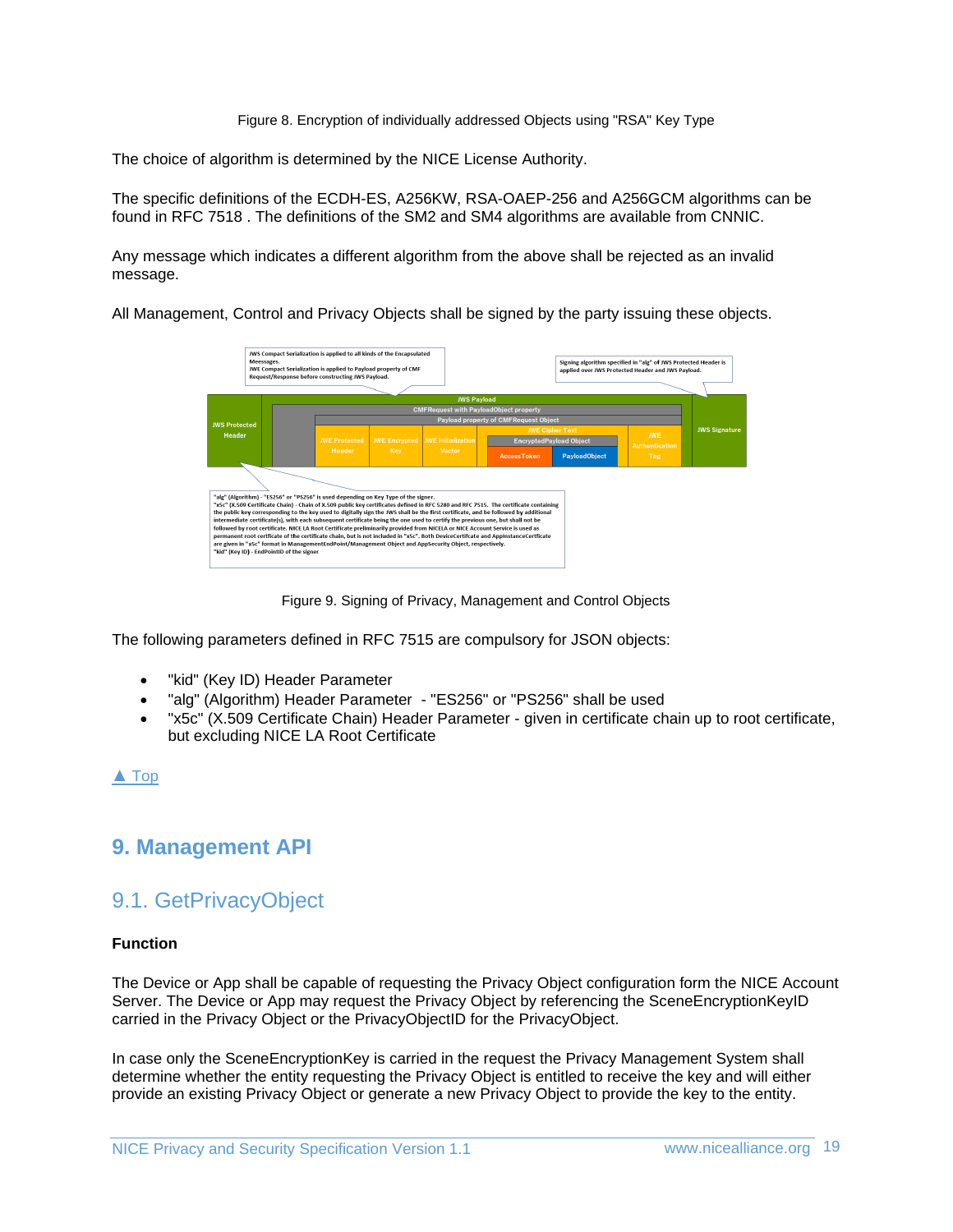Figure 8. Encryption of individually addressed Objects using "RSA" Key Type

The choice of algorithm is determined by the NICE License Authority.

The specific definitions of the ECDH-ES, A256KW, RSA-OAEP-256 and A256GCM algorithms can be found in RFC 7518 . The definitions of the SM2 and SM4 algorithms are available from CNNIC.

Any message which indicates a different algorithm from the above shall be rejected as an invalid message.

All Management, Control and Privacy Objects shall be signed by the party issuing these objects.

Figure 9. Signing of Privacy, Management and Control Objects

The following parameters defined in RFC 7515 are compulsory for JSON objects:

- "kid" (Key ID) Header Parameter
- "alg" (Algorithm) Header Parameter - "ES256" or "PS256" shall be used
- "x5c" (X.509 Certificate Chain) Header Parameter - given in certificate chain up to root certificate, but excluding NICE LA Root Certificate

▲ Top

## 9. Management API

### 9.1. GetPrivacyObject

**Function**

The Device or App shall be capable of requesting the Privacy Object configuration form the NICE Account Server. The Device or App may request the Privacy Object by referencing the SceneEncryptionKeyID carried in the Privacy Object or the PrivacyObjectID for the PrivacyObject.

In case only the SceneEncryptionKey is carried in the request the Privacy Management System shall determine whether the entity requesting the Privacy Object is entitled to receive the key and will either provide an existing Privacy Object or generate a new Privacy Object to provide the key to the entity.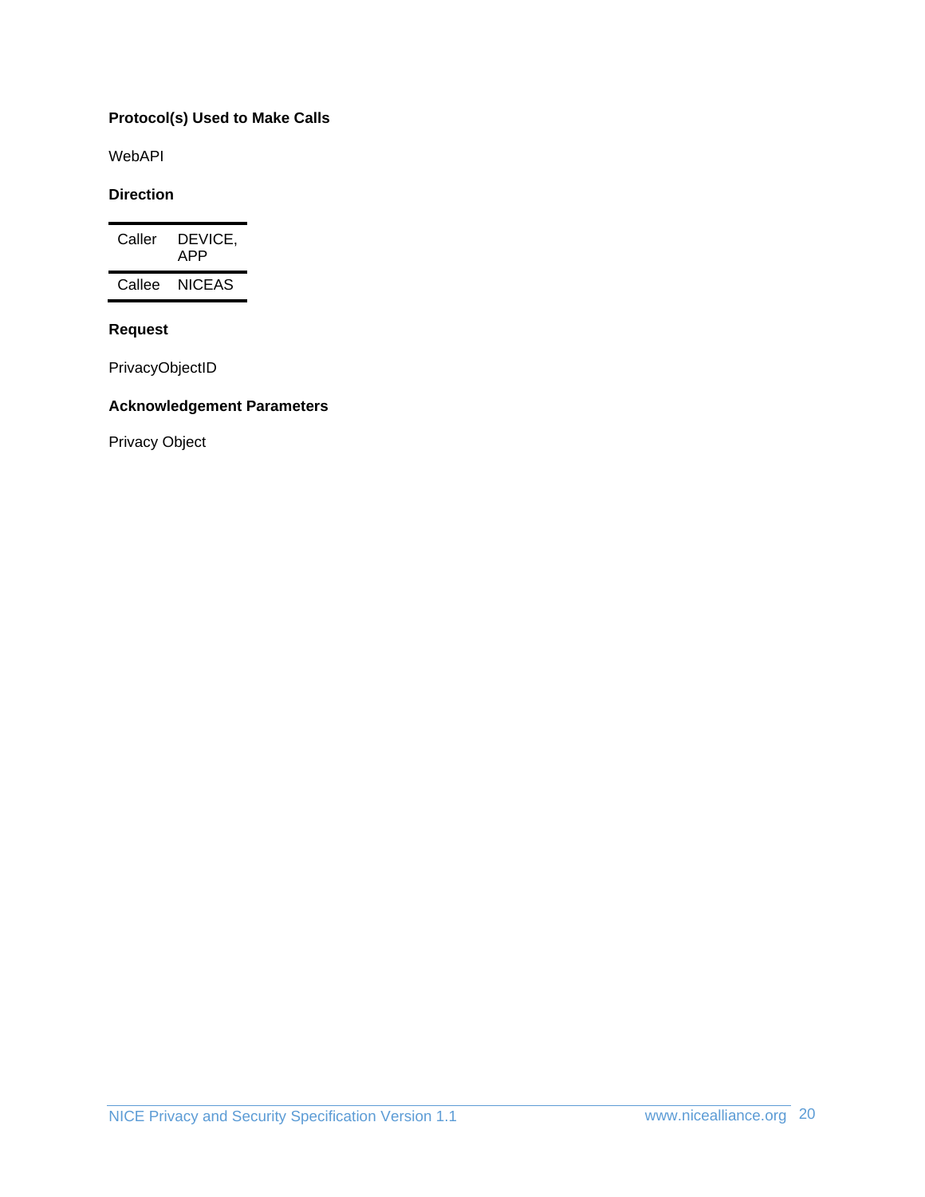**Protocol(s) Used to Make Calls**

WebAPI

**Direction**

| | |
|---|---|
| Caller | DEVICE, APP |
| Callee | NICEAS |

**Request**

PrivacyObjectID

**Acknowledgement Parameters**

Privacy Object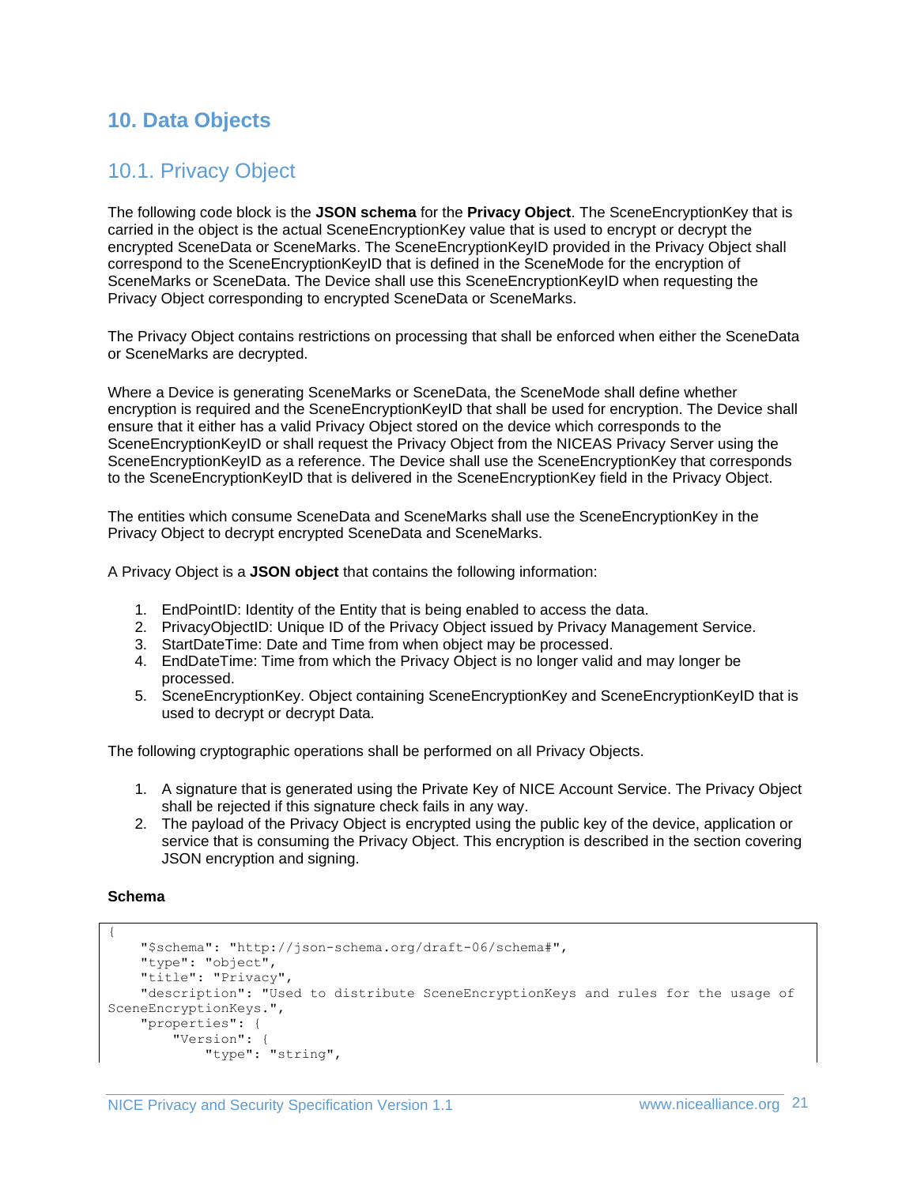# 10. Data Objects

## 10.1. Privacy Object

The following code block is the **JSON schema** for the **Privacy Object**. The SceneEncryptionKey that is carried in the object is the actual SceneEncryptionKey value that is used to encrypt or decrypt the encrypted SceneData or SceneMarks. The SceneEncryptionKeyID provided in the Privacy Object shall correspond to the SceneEncryptionKeyID that is defined in the SceneMode for the encryption of SceneMarks or SceneData. The Device shall use this SceneEncryptionKeyID when requesting the Privacy Object corresponding to encrypted SceneData or SceneMarks.

The Privacy Object contains restrictions on processing that shall be enforced when either the SceneData or SceneMarks are decrypted.

Where a Device is generating SceneMarks or SceneData, the SceneMode shall define whether encryption is required and the SceneEncryptionKeyID that shall be used for encryption. The Device shall ensure that it either has a valid Privacy Object stored on the device which corresponds to the SceneEncryptionKeyID or shall request the Privacy Object from the NICEAS Privacy Server using the SceneEncryptionKeyID as a reference. The Device shall use the SceneEncryptionKey that corresponds to the SceneEncryptionKeyID that is delivered in the SceneEncryptionKey field in the Privacy Object.

The entities which consume SceneData and SceneMarks shall use the SceneEncryptionKey in the Privacy Object to decrypt encrypted SceneData and SceneMarks.

A Privacy Object is a **JSON object** that contains the following information:

1. EndPointID: Identity of the Entity that is being enabled to access the data.
2. PrivacyObjectID: Unique ID of the Privacy Object issued by Privacy Management Service.
3. StartDateTime: Date and Time from when object may be processed.
4. EndDateTime: Time from which the Privacy Object is no longer valid and may longer be processed.
5. SceneEncryptionKey. Object containing SceneEncryptionKey and SceneEncryptionKeyID that is used to decrypt or decrypt Data.

The following cryptographic operations shall be performed on all Privacy Objects.

1. A signature that is generated using the Private Key of NICE Account Service. The Privacy Object shall be rejected if this signature check fails in any way.
2. The payload of the Privacy Object is encrypted using the public key of the device, application or service that is consuming the Privacy Object. This encryption is described in the section covering JSON encryption and signing.

**Schema**

```
{
    "$schema": "http://json-schema.org/draft-06/schema#",
    "type": "object",
    "title": "Privacy",
    "description": "Used to distribute SceneEncryptionKeys and rules for the usage of SceneEncryptionKeys.",
    "properties": {
        "Version": {
            "type": "string",
```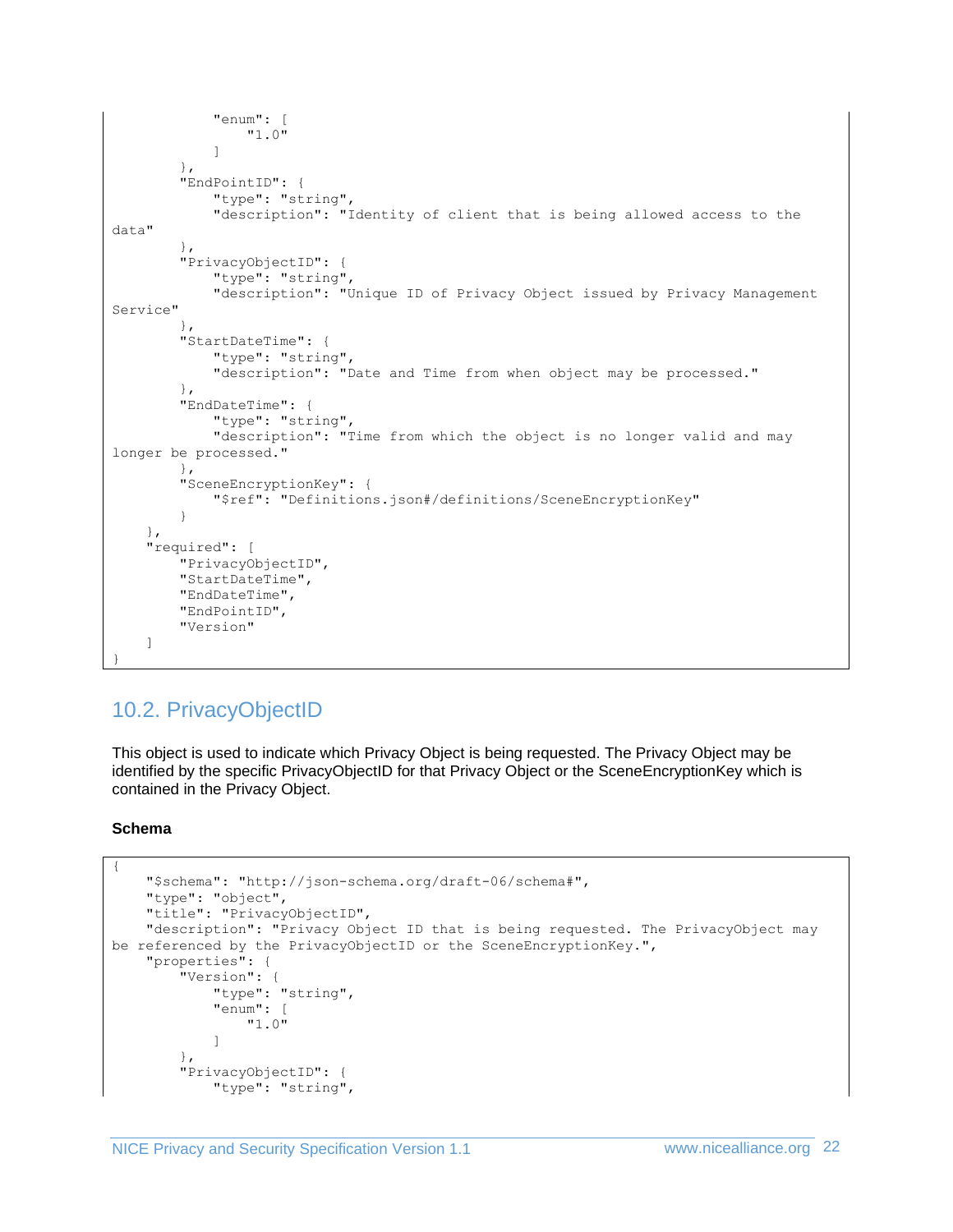```
            "enum": [
                "1.0"
            ]
        },
        "EndPointID": {
            "type": "string",
            "description": "Identity of client that is being allowed access to the
data"
        },
        "PrivacyObjectID": {
            "type": "string",
            "description": "Unique ID of Privacy Object issued by Privacy Management
Service"
        },
        "StartDateTime": {
            "type": "string",
            "description": "Date and Time from when object may be processed."
        },
        "EndDateTime": {
            "type": "string",
            "description": "Time from which the object is no longer valid and may
longer be processed."
        },
        "SceneEncryptionKey": {
            "$ref": "Definitions.json#/definitions/SceneEncryptionKey"
        }
    },
    "required": [
        "PrivacyObjectID",
        "StartDateTime",
        "EndDateTime",
        "EndPointID",
        "Version"
    ]
}
```

## 10.2. PrivacyObjectID

This object is used to indicate which Privacy Object is being requested. The Privacy Object may be identified by the specific PrivacyObjectID for that Privacy Object or the SceneEncryptionKey which is contained in the Privacy Object.

**Schema**

```
{
    "$schema": "http://json-schema.org/draft-06/schema#",
    "type": "object",
    "title": "PrivacyObjectID",
    "description": "Privacy Object ID that is being requested. The PrivacyObject may
be referenced by the PrivacyObjectID or the SceneEncryptionKey.",
    "properties": {
        "Version": {
            "type": "string",
            "enum": [
                "1.0"
            ]
        },
        "PrivacyObjectID": {
            "type": "string",
```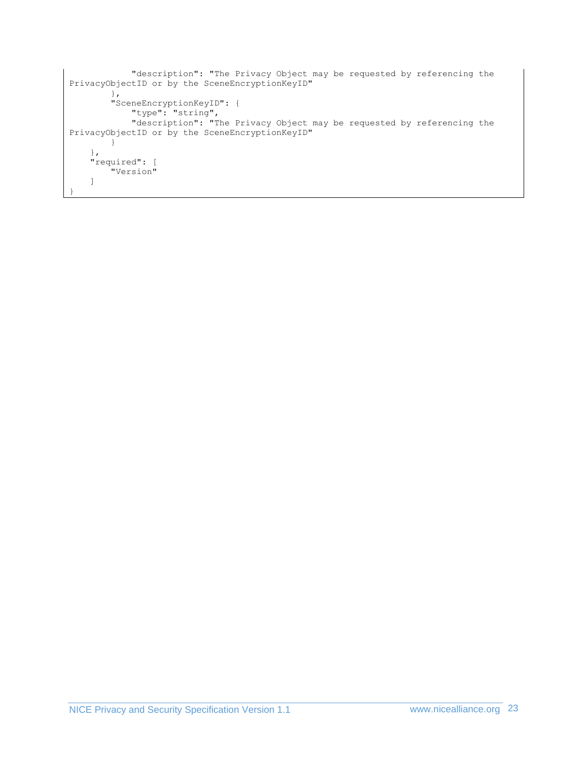```
            "description": "The Privacy Object may be requested by referencing the
PrivacyObjectID or by the SceneEncryptionKeyID"
        },
        "SceneEncryptionKeyID": {
            "type": "string",
            "description": "The Privacy Object may be requested by referencing the
PrivacyObjectID or by the SceneEncryptionKeyID"
        }
    },
    "required": [
        "Version"
    ]
}
```